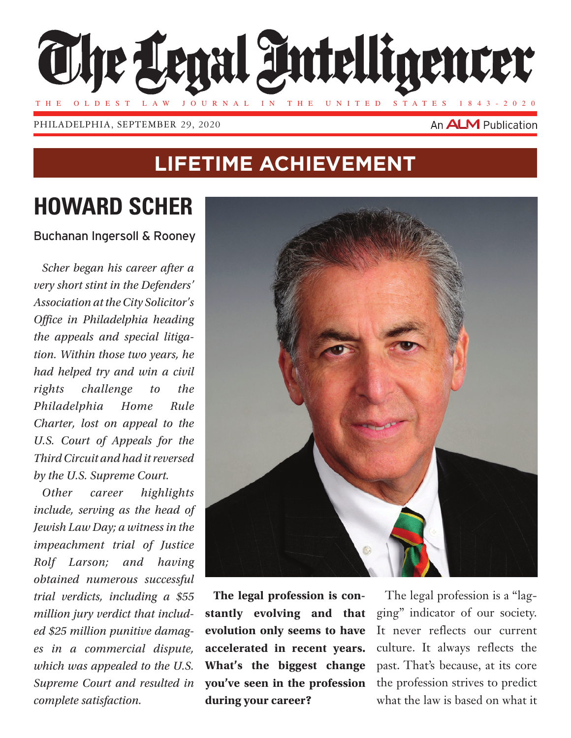# The Legal Intelligencer

THE OLDEST LAW JOURNAL IN THE UNITED STATES 1843-2020

PHILADELPHIA, SEPTEMBER 29, 2020

An ALM Publication

## LIFETIME ACHIEVEMENT

# HOWARD SCHER

Buchanan Ingersoll & Rooney

*Scher began his career after a very short stint in the Defenders' Association at the City Solicitor's Office in Philadelphia heading the appeals and special litigation. Within those two years, he had helped try and win a civil rights challenge to the Philadelphia Home Rule Charter, lost on appeal to the U.S. Court of Appeals for the Third Circuit and had it reversed by the U.S. Supreme Court.*

*Other career highlights include, serving as the head of Jewish Law Day; a witness in the impeachment trial of Justice Rolf Larson; and having obtained numerous successful trial verdicts, including a $55 million jury verdict that included $25 million punitive damages in a commercial dispute, which was appealed to the U.S. Supreme Court and resulted in complete satisfaction.*

**The legal profession is constantly evolving and that evolution only seems to have accelerated in recent years. What's the biggest change you've seen in the profession during your career?**

The legal profession is a "lagging" indicator of our society. It never reflects our current culture. It always reflects the past. That's because, at its core the profession strives to predict what the law is based on what it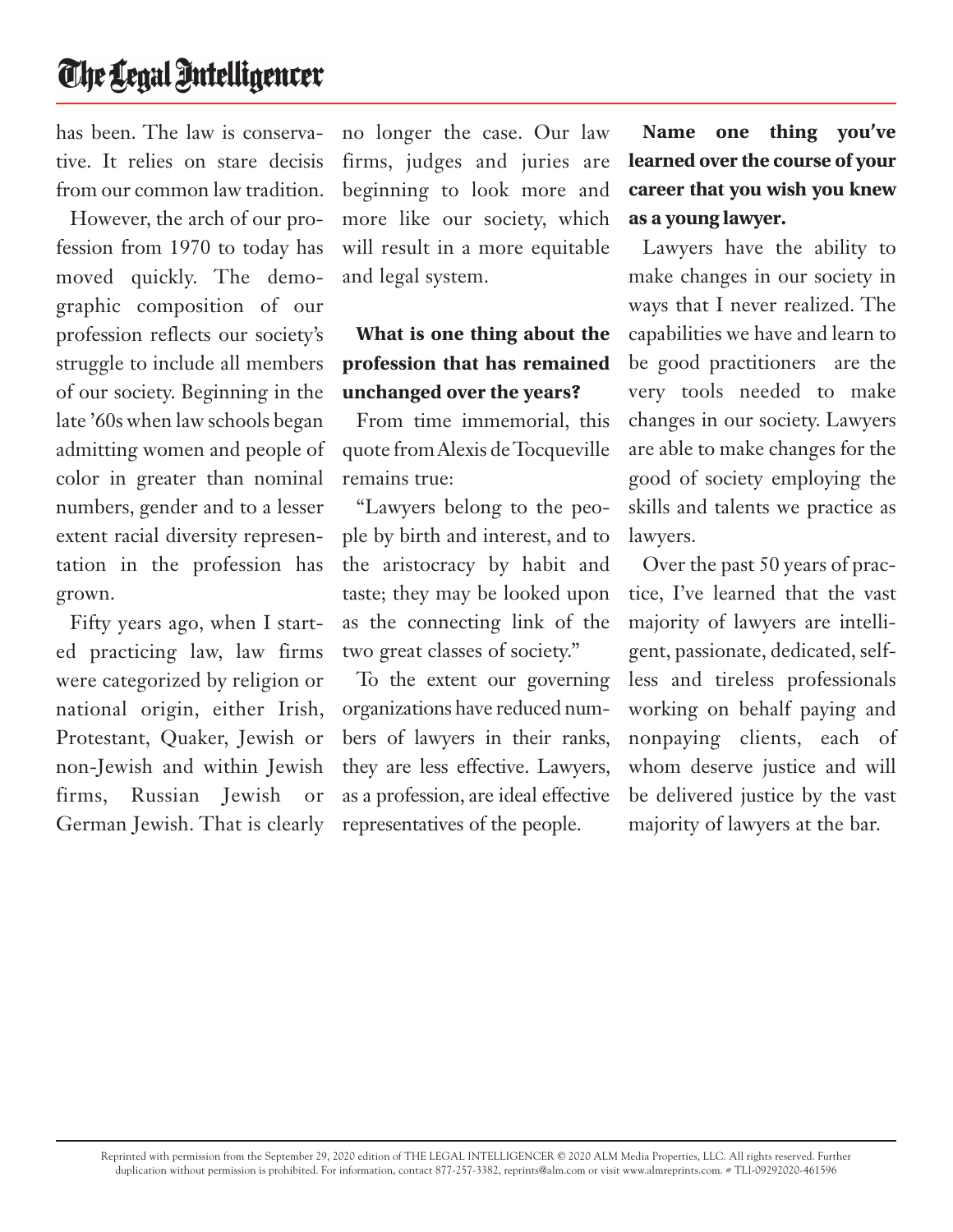has been. The law is conservative. It relies on stare decisis from our common law tradition.

However, the arch of our profession from 1970 to today has moved quickly. The demographic composition of our profession reflects our society's struggle to include all members of our society. Beginning in the late '60s when law schools began admitting women and people of color in greater than nominal numbers, gender and to a lesser extent racial diversity representation in the profession has grown.

Fifty years ago, when I started practicing law, law firms were categorized by religion or national origin, either Irish, Protestant, Quaker, Jewish or non-Jewish and within Jewish firms, Russian Jewish or German Jewish. That is clearly no longer the case. Our law firms, judges and juries are beginning to look more and more like our society, which will result in a more equitable and legal system.

**What is one thing about the profession that has remained unchanged over the years?**

From time immemorial, this quote from Alexis de Tocqueville remains true:

"Lawyers belong to the people by birth and interest, and to the aristocracy by habit and taste; they may be looked upon as the connecting link of the two great classes of society."

To the extent our governing organizations have reduced numbers of lawyers in their ranks, they are less effective. Lawyers, as a profession, are ideal effective representatives of the people.

**Name one thing you've learned over the course of your career that you wish you knew as a young lawyer.**

Lawyers have the ability to make changes in our society in ways that I never realized. The capabilities we have and learn to be good practitioners are the very tools needed to make changes in our society. Lawyers are able to make changes for the good of society employing the skills and talents we practice as lawyers.

Over the past 50 years of practice, I've learned that the vast majority of lawyers are intelligent, passionate, dedicated, selfless and tireless professionals working on behalf paying and nonpaying clients, each of whom deserve justice and will be delivered justice by the vast majority of lawyers at the bar.

Reprinted with permission from the September 29, 2020 edition of THE LEGAL INTELLIGENCER © 2020 ALM Media Properties, LLC. All rights reserved. Further duplication without permission is prohibited. For information, contact 877-257-3382, reprints@alm.com or visit www.almreprints.com. # TLI-09292020-461596